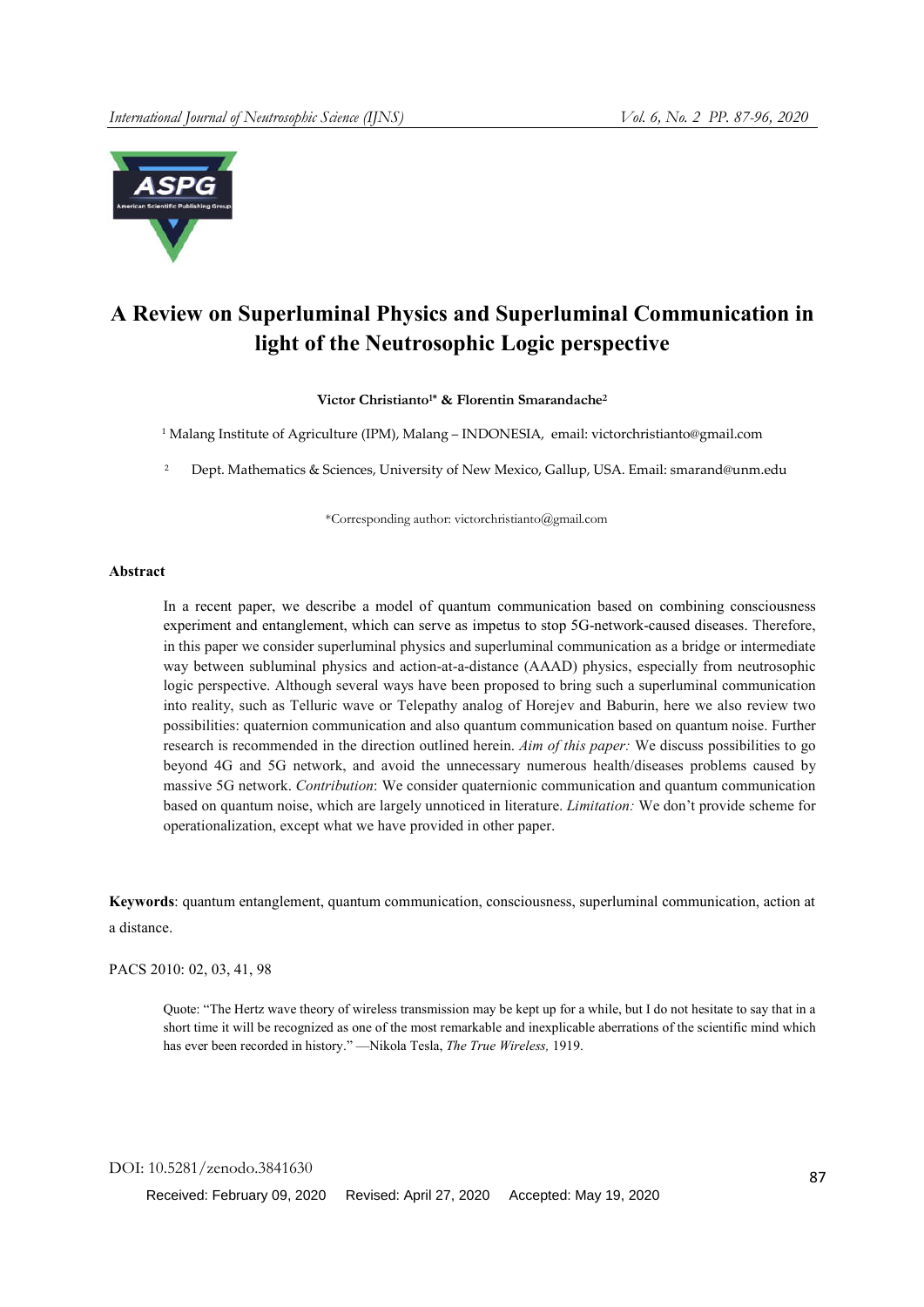# A Review on Superluminal Physics and Superluminal Communication in light of the Neutrosophic Logic perspective

**Victor Christianto[1*] & Florentin Smarandache[2]**

[1] Malang Institute of Agriculture (IPM), Malang – INDONESIA, email: victorchristianto@gmail.com

[2] Dept. Mathematics & Sciences, University of New Mexico, Gallup, USA. Email: smarand@unm.edu

*Corresponding author: victorchristianto@gmail.com

## Abstract

In a recent paper, we describe a model of quantum communication based on combining consciousness experiment and entanglement, which can serve as impetus to stop 5G-network-caused diseases. Therefore, in this paper we consider superluminal physics and superluminal communication as a bridge or intermediate way between subluminal physics and action-at-a-distance (AAAD) physics, especially from neutrosophic logic perspective. Although several ways have been proposed to bring such a superluminal communication into reality, such as Telluric wave or Telepathy analog of Horejev and Baburin, here we also review two possibilities: quaternion communication and also quantum communication based on quantum noise. Further research is recommended in the direction outlined herein. *Aim of this paper:* We discuss possibilities to go beyond 4G and 5G network, and avoid the unnecessary numerous health/diseases problems caused by massive 5G network. *Contribution*: We consider quaternionic communication and quantum communication based on quantum noise, which are largely unnoticed in literature. *Limitation:* We don't provide scheme for operationalization, except what we have provided in other paper.

**Keywords**: quantum entanglement, quantum communication, consciousness, superluminal communication, action at a distance.

PACS 2010: 02, 03, 41, 98

> Quote: "The Hertz wave theory of wireless transmission may be kept up for a while, but I do not hesitate to say that in a short time it will be recognized as one of the most remarkable and inexplicable aberrations of the scientific mind which has ever been recorded in history." —Nikola Tesla, *The True Wireless*, 1919.

DOI: 10.5281/zenodo.3841630

Received: February 09, 2020 Revised: April 27, 2020 Accepted: May 19, 2020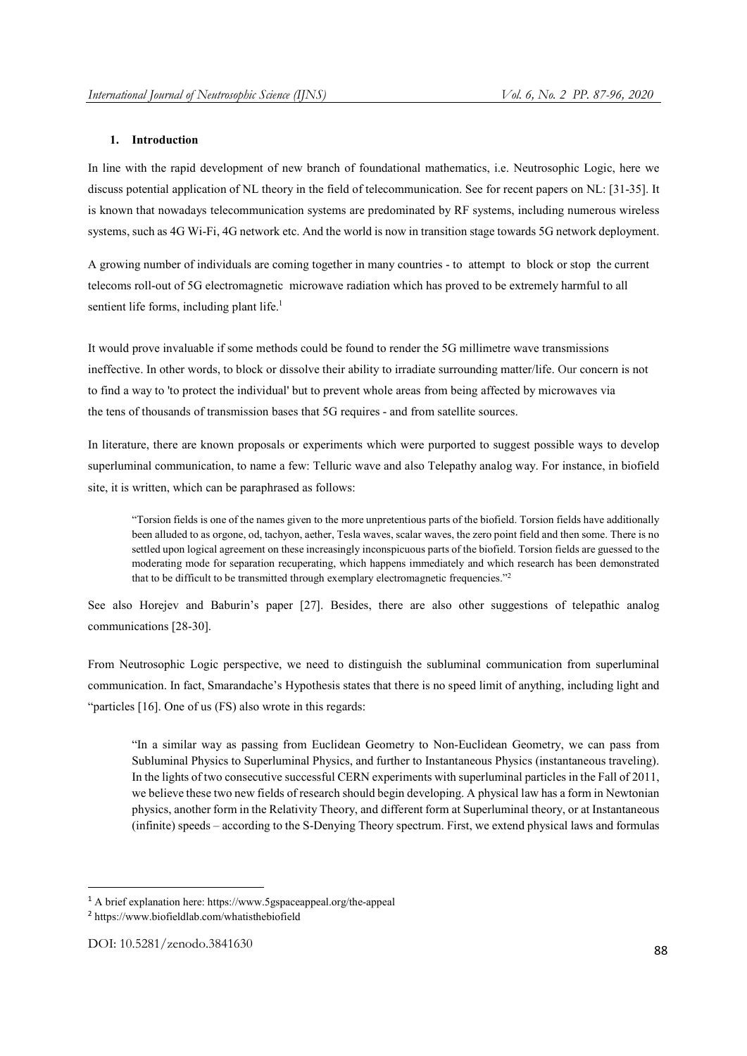## 1. Introduction

In line with the rapid development of new branch of foundational mathematics, i.e. Neutrosophic Logic, here we discuss potential application of NL theory in the field of telecommunication. See for recent papers on NL: [31-35]. It is known that nowadays telecommunication systems are predominated by RF systems, including numerous wireless systems, such as 4G Wi-Fi, 4G network etc. And the world is now in transition stage towards 5G network deployment.

A growing number of individuals are coming together in many countries - to attempt to block or stop the current telecoms roll-out of 5G electromagnetic microwave radiation which has proved to be extremely harmful to all sentient life forms, including plant life.[1]

It would prove invaluable if some methods could be found to render the 5G millimetre wave transmissions ineffective. In other words, to block or dissolve their ability to irradiate surrounding matter/life. Our concern is not to find a way to 'to protect the individual' but to prevent whole areas from being affected by microwaves via the tens of thousands of transmission bases that 5G requires - and from satellite sources.

In literature, there are known proposals or experiments which were purported to suggest possible ways to develop superluminal communication, to name a few: Telluric wave and also Telepathy analog way. For instance, in biofield site, it is written, which can be paraphrased as follows:

> "Torsion fields is one of the names given to the more unpretentious parts of the biofield. Torsion fields have additionally been alluded to as orgone, od, tachyon, aether, Tesla waves, scalar waves, the zero point field and then some. There is no settled upon logical agreement on these increasingly inconspicuous parts of the biofield. Torsion fields are guessed to the moderating mode for separation recuperating, which happens immediately and which research has been demonstrated that to be difficult to be transmitted through exemplary electromagnetic frequencies."[2]

See also Horejev and Baburin's paper [27]. Besides, there are also other suggestions of telepathic analog communications [28-30].

From Neutrosophic Logic perspective, we need to distinguish the subluminal communication from superluminal communication. In fact, Smarandache's Hypothesis states that there is no speed limit of anything, including light and "particles [16]. One of us (FS) also wrote in this regards:

> "In a similar way as passing from Euclidean Geometry to Non-Euclidean Geometry, we can pass from Subluminal Physics to Superluminal Physics, and further to Instantaneous Physics (instantaneous traveling). In the lights of two consecutive successful CERN experiments with superluminal particles in the Fall of 2011, we believe these two new fields of research should begin developing. A physical law has a form in Newtonian physics, another form in the Relativity Theory, and different form at Superluminal theory, or at Instantaneous (infinite) speeds – according to the S-Denying Theory spectrum. First, we extend physical laws and formulas

---

[1] A brief explanation here: https://www.5gspaceappeal.org/the-appeal

[2] https://www.biofieldlab.com/whatisthebiofield

DOI: 10.5281/zenodo.3841630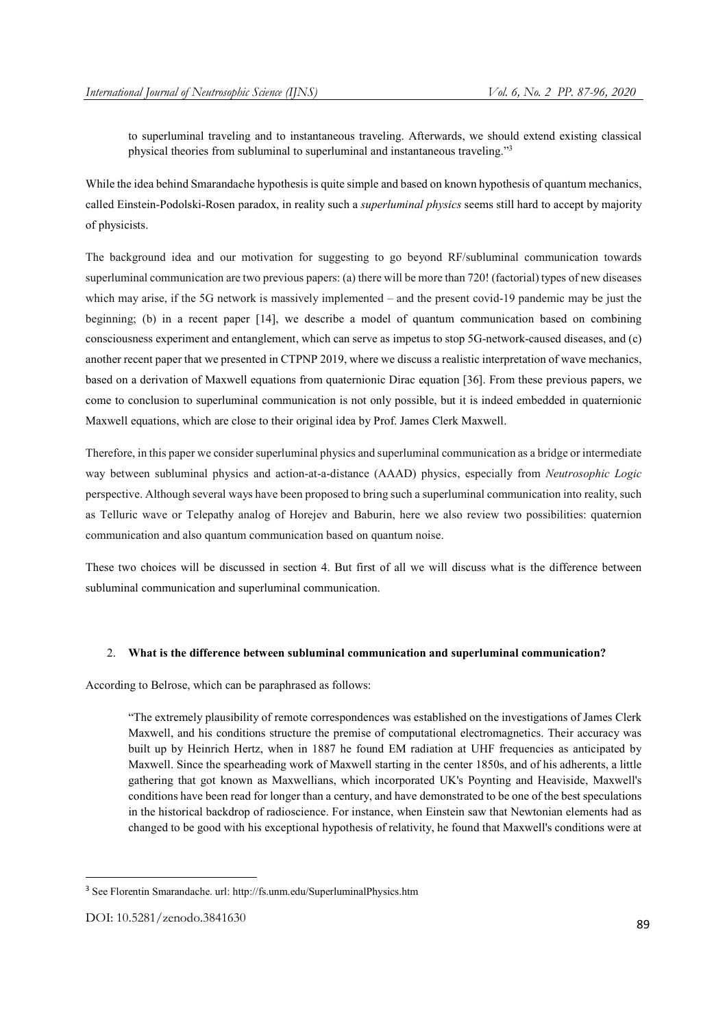to superluminal traveling and to instantaneous traveling. Afterwards, we should extend existing classical physical theories from subluminal to superluminal and instantaneous traveling."[3]

While the idea behind Smarandache hypothesis is quite simple and based on known hypothesis of quantum mechanics, called Einstein-Podolski-Rosen paradox, in reality such a *superluminal physics* seems still hard to accept by majority of physicists.

The background idea and our motivation for suggesting to go beyond RF/subluminal communication towards superluminal communication are two previous papers: (a) there will be more than 720! (factorial) types of new diseases which may arise, if the 5G network is massively implemented – and the present covid-19 pandemic may be just the beginning; (b) in a recent paper [14], we describe a model of quantum communication based on combining consciousness experiment and entanglement, which can serve as impetus to stop 5G-network-caused diseases, and (c) another recent paper that we presented in CTPNP 2019, where we discuss a realistic interpretation of wave mechanics, based on a derivation of Maxwell equations from quaternionic Dirac equation [36]. From these previous papers, we come to conclusion to superluminal communication is not only possible, but it is indeed embedded in quaternionic Maxwell equations, which are close to their original idea by Prof. James Clerk Maxwell.

Therefore, in this paper we consider superluminal physics and superluminal communication as a bridge or intermediate way between subluminal physics and action-at-a-distance (AAAD) physics, especially from *Neutrosophic Logic* perspective. Although several ways have been proposed to bring such a superluminal communication into reality, such as Telluric wave or Telepathy analog of Horejev and Baburin, here we also review two possibilities: quaternion communication and also quantum communication based on quantum noise.

These two choices will be discussed in section 4. But first of all we will discuss what is the difference between subluminal communication and superluminal communication.

## 2. What is the difference between subluminal communication and superluminal communication?

According to Belrose, which can be paraphrased as follows:

> "The extremely plausibility of remote correspondences was established on the investigations of James Clerk Maxwell, and his conditions structure the premise of computational electromagnetics. Their accuracy was built up by Heinrich Hertz, when in 1887 he found EM radiation at UHF frequencies as anticipated by Maxwell. Since the spearheading work of Maxwell starting in the center 1850s, and of his adherents, a little gathering that got known as Maxwellians, which incorporated UK's Poynting and Heaviside, Maxwell's conditions have been read for longer than a century, and have demonstrated to be one of the best speculations in the historical backdrop of radioscience. For instance, when Einstein saw that Newtonian elements had as changed to be good with his exceptional hypothesis of relativity, he found that Maxwell's conditions were at

[3] See Florentin Smarandache. url: http://fs.unm.edu/SuperluminalPhysics.htm

DOI: 10.5281/zenodo.3841630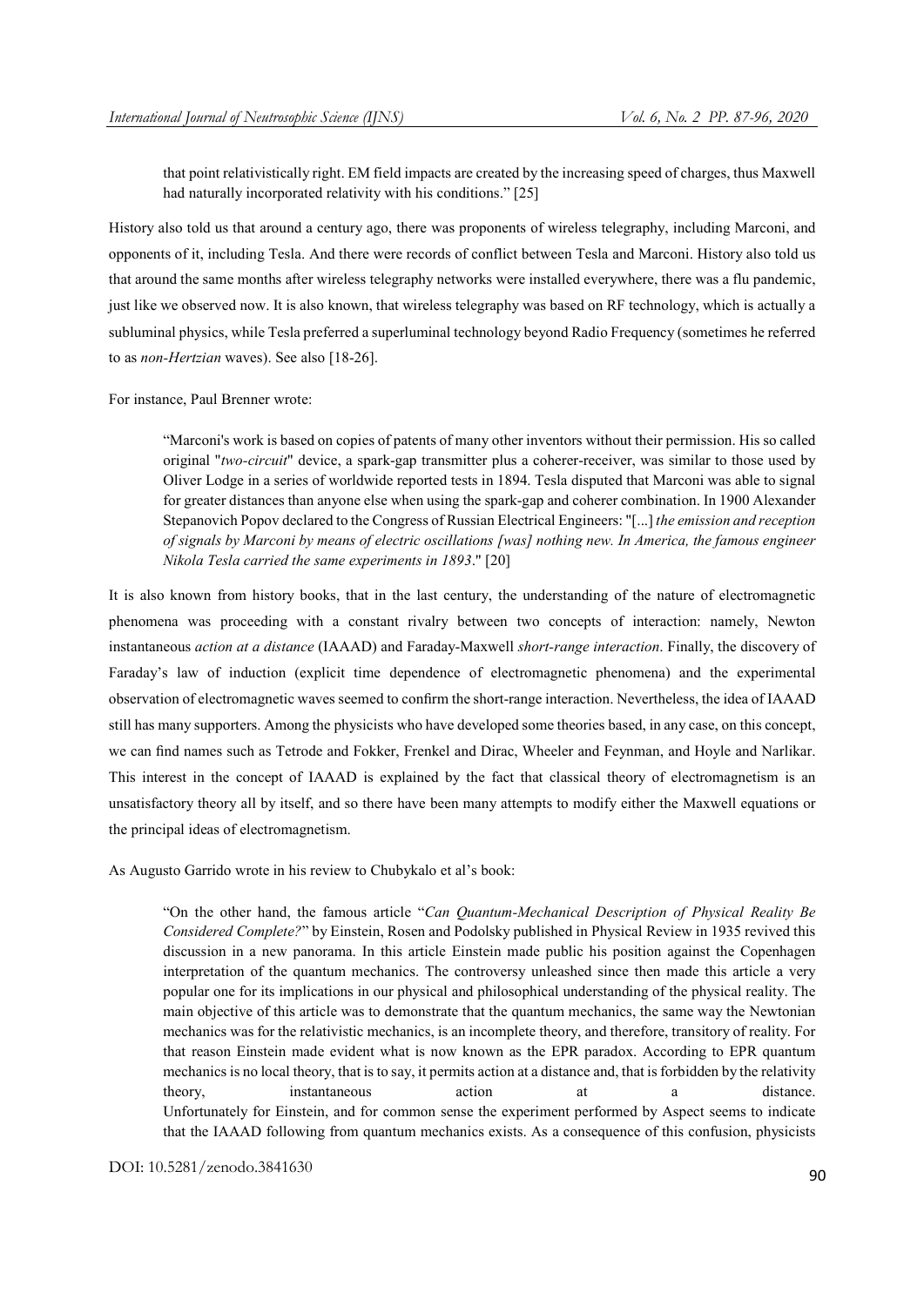that point relativistically right. EM field impacts are created by the increasing speed of charges, thus Maxwell had naturally incorporated relativity with his conditions." [25]

History also told us that around a century ago, there was proponents of wireless telegraphy, including Marconi, and opponents of it, including Tesla. And there were records of conflict between Tesla and Marconi. History also told us that around the same months after wireless telegraphy networks were installed everywhere, there was a flu pandemic, just like we observed now. It is also known, that wireless telegraphy was based on RF technology, which is actually a subluminal physics, while Tesla preferred a superluminal technology beyond Radio Frequency (sometimes he referred to as *non-Hertzian* waves). See also [18-26].

For instance, Paul Brenner wrote:

> "Marconi's work is based on copies of patents of many other inventors without their permission. His so called original "*two-circuit*" device, a spark-gap transmitter plus a coherer-receiver, was similar to those used by Oliver Lodge in a series of worldwide reported tests in 1894. Tesla disputed that Marconi was able to signal for greater distances than anyone else when using the spark-gap and coherer combination. In 1900 Alexander Stepanovich Popov declared to the Congress of Russian Electrical Engineers: "[...] *the emission and reception of signals by Marconi by means of electric oscillations [was] nothing new. In America, the famous engineer Nikola Tesla carried the same experiments in 1893*." [20]

It is also known from history books, that in the last century, the understanding of the nature of electromagnetic phenomena was proceeding with a constant rivalry between two concepts of interaction: namely, Newton instantaneous *action at a distance* (IAAAD) and Faraday-Maxwell *short-range interaction*. Finally, the discovery of Faraday's law of induction (explicit time dependence of electromagnetic phenomena) and the experimental observation of electromagnetic waves seemed to confirm the short-range interaction. Nevertheless, the idea of IAAAD still has many supporters. Among the physicists who have developed some theories based, in any case, on this concept, we can find names such as Tetrode and Fokker, Frenkel and Dirac, Wheeler and Feynman, and Hoyle and Narlikar. This interest in the concept of IAAAD is explained by the fact that classical theory of electromagnetism is an unsatisfactory theory all by itself, and so there have been many attempts to modify either the Maxwell equations or the principal ideas of electromagnetism.

As Augusto Garrido wrote in his review to Chubykalo et al's book:

> "On the other hand, the famous article "*Can Quantum-Mechanical Description of Physical Reality Be Considered Complete?*" by Einstein, Rosen and Podolsky published in Physical Review in 1935 revived this discussion in a new panorama. In this article Einstein made public his position against the Copenhagen interpretation of the quantum mechanics. The controversy unleashed since then made this article a very popular one for its implications in our physical and philosophical understanding of the physical reality. The main objective of this article was to demonstrate that the quantum mechanics, the same way the Newtonian mechanics was for the relativistic mechanics, is an incomplete theory, and therefore, transitory of reality. For that reason Einstein made evident what is now known as the EPR paradox. According to EPR quantum mechanics is no local theory, that is to say, it permits action at a distance and, that is forbidden by the relativity theory, instantaneous action at a distance.
> Unfortunately for Einstein, and for common sense the experiment performed by Aspect seems to indicate that the IAAAD following from quantum mechanics exists. As a consequence of this confusion, physicists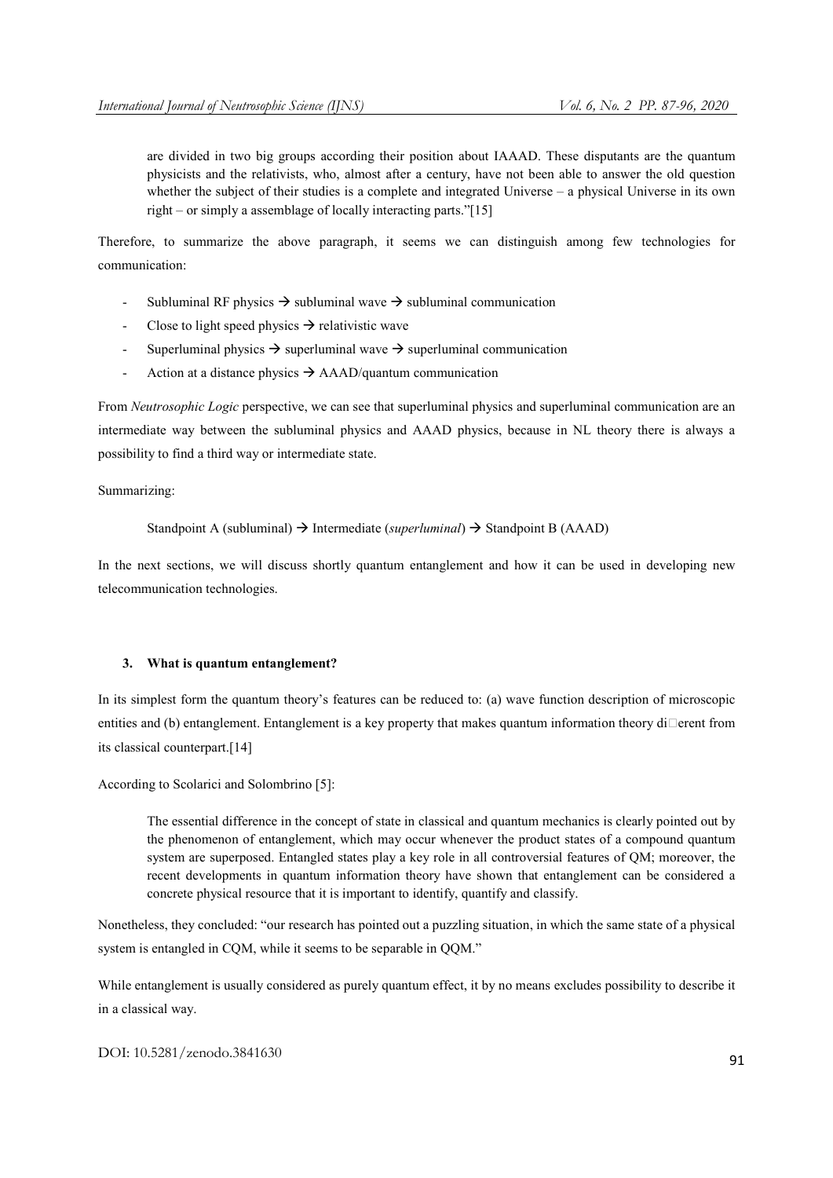> are divided in two big groups according their position about IAAAD. These disputants are the quantum physicists and the relativists, who, almost after a century, have not been able to answer the old question whether the subject of their studies is a complete and integrated Universe – a physical Universe in its own right – or simply a assemblage of locally interacting parts."[15]

Therefore, to summarize the above paragraph, it seems we can distinguish among few technologies for communication:

- Subluminal RF physics → subluminal wave → subluminal communication
- Close to light speed physics → relativistic wave
- Superluminal physics → superluminal wave → superluminal communication
- Action at a distance physics → AAAD/quantum communication

From *Neutrosophic Logic* perspective, we can see that superluminal physics and superluminal communication are an intermediate way between the subluminal physics and AAAD physics, because in NL theory there is always a possibility to find a third way or intermediate state.

Summarizing:

Standpoint A (subluminal) → Intermediate (*superluminal*) → Standpoint B (AAAD)

In the next sections, we will discuss shortly quantum entanglement and how it can be used in developing new telecommunication technologies.

### 3. What is quantum entanglement?

In its simplest form the quantum theory's features can be reduced to: (a) wave function description of microscopic entities and (b) entanglement. Entanglement is a key property that makes quantum information theory different from its classical counterpart.[14]

According to Scolarici and Solombrino [5]:

> The essential difference in the concept of state in classical and quantum mechanics is clearly pointed out by the phenomenon of entanglement, which may occur whenever the product states of a compound quantum system are superposed. Entangled states play a key role in all controversial features of QM; moreover, the recent developments in quantum information theory have shown that entanglement can be considered a concrete physical resource that it is important to identify, quantify and classify.

Nonetheless, they concluded: "our research has pointed out a puzzling situation, in which the same state of a physical system is entangled in CQM, while it seems to be separable in QQM."

While entanglement is usually considered as purely quantum effect, it by no means excludes possibility to describe it in a classical way.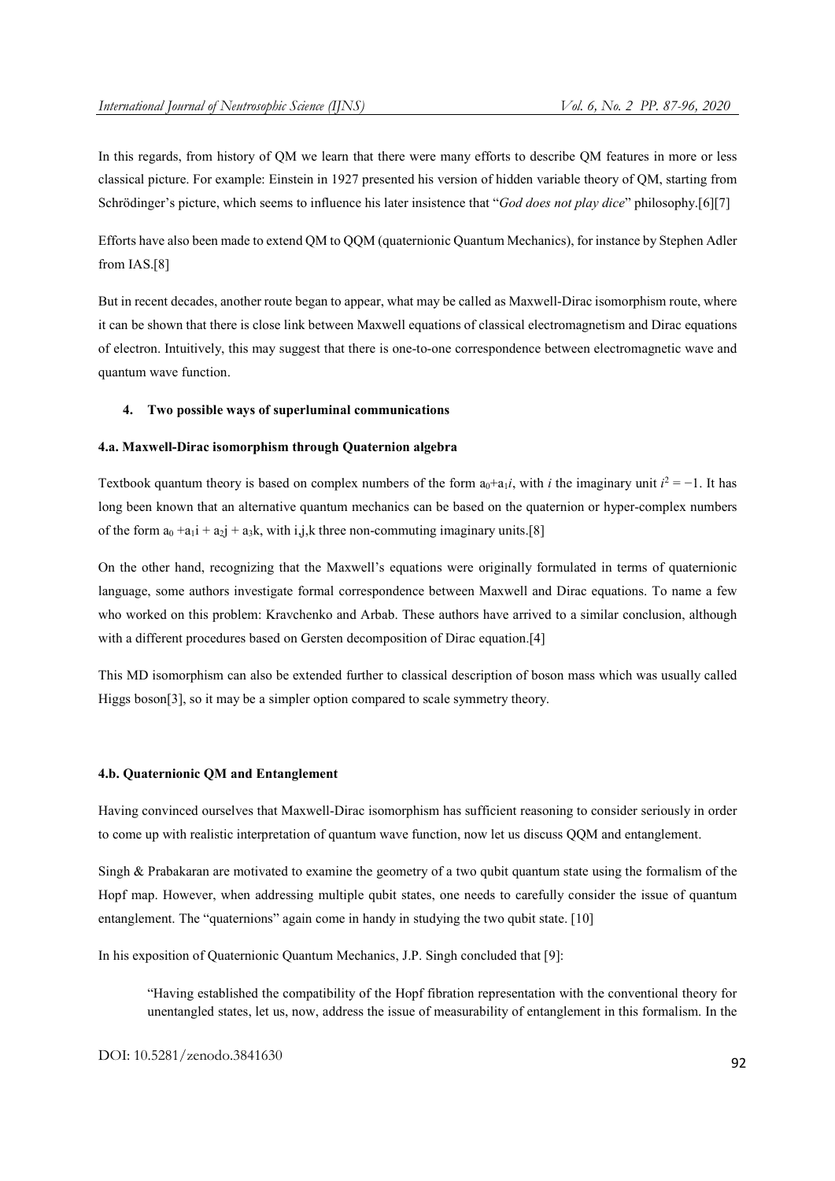In this regards, from history of QM we learn that there were many efforts to describe QM features in more or less classical picture. For example: Einstein in 1927 presented his version of hidden variable theory of QM, starting from Schrödinger's picture, which seems to influence his later insistence that "*God does not play dice*" philosophy.[6][7]

Efforts have also been made to extend QM to QQM (quaternionic Quantum Mechanics), for instance by Stephen Adler from IAS.[8]

But in recent decades, another route began to appear, what may be called as Maxwell-Dirac isomorphism route, where it can be shown that there is close link between Maxwell equations of classical electromagnetism and Dirac equations of electron. Intuitively, this may suggest that there is one-to-one correspondence between electromagnetic wave and quantum wave function.

### 4. Two possible ways of superluminal communications

#### 4.a. Maxwell-Dirac isomorphism through Quaternion algebra

Textbook quantum theory is based on complex numbers of the form $a_0+a_1 i$, with $i$ the imaginary unit $i^2 = -1$. It has long been known that an alternative quantum mechanics can be based on the quaternion or hyper-complex numbers of the form $a_0 + a_1 i + a_2 j + a_3 k$, with i,j,k three non-commuting imaginary units.[8]

On the other hand, recognizing that the Maxwell's equations were originally formulated in terms of quaternionic language, some authors investigate formal correspondence between Maxwell and Dirac equations. To name a few who worked on this problem: Kravchenko and Arbab. These authors have arrived to a similar conclusion, although with a different procedures based on Gersten decomposition of Dirac equation.[4]

This MD isomorphism can also be extended further to classical description of boson mass which was usually called Higgs boson[3], so it may be a simpler option compared to scale symmetry theory.

#### 4.b. Quaternionic QM and Entanglement

Having convinced ourselves that Maxwell-Dirac isomorphism has sufficient reasoning to consider seriously in order to come up with realistic interpretation of quantum wave function, now let us discuss QQM and entanglement.

Singh & Prabakaran are motivated to examine the geometry of a two qubit quantum state using the formalism of the Hopf map. However, when addressing multiple qubit states, one needs to carefully consider the issue of quantum entanglement. The "quaternions" again come in handy in studying the two qubit state. [10]

In his exposition of Quaternionic Quantum Mechanics, J.P. Singh concluded that [9]:

> "Having established the compatibility of the Hopf fibration representation with the conventional theory for unentangled states, let us, now, address the issue of measurability of entanglement in this formalism. In the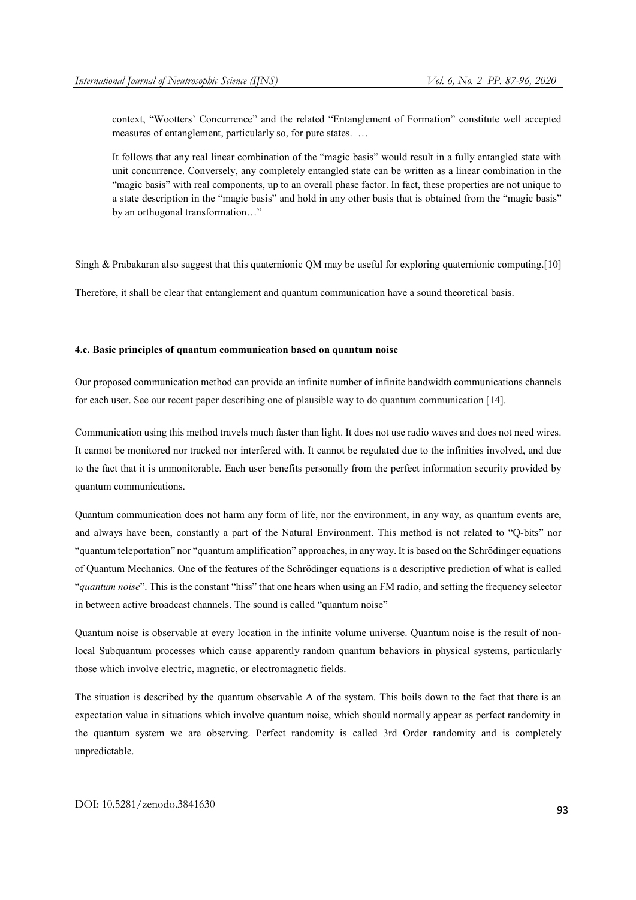context, "Wootters' Concurrence" and the related "Entanglement of Formation" constitute well accepted measures of entanglement, particularly so, for pure states. …

It follows that any real linear combination of the "magic basis" would result in a fully entangled state with unit concurrence. Conversely, any completely entangled state can be written as a linear combination in the "magic basis" with real components, up to an overall phase factor. In fact, these properties are not unique to a state description in the "magic basis" and hold in any other basis that is obtained from the "magic basis" by an orthogonal transformation…"

Singh & Prabakaran also suggest that this quaternionic QM may be useful for exploring quaternionic computing.[10]

Therefore, it shall be clear that entanglement and quantum communication have a sound theoretical basis.

#### 4.c. Basic principles of quantum communication based on quantum noise

Our proposed communication method can provide an infinite number of infinite bandwidth communications channels for each user. See our recent paper describing one of plausible way to do quantum communication [14].

Communication using this method travels much faster than light. It does not use radio waves and does not need wires. It cannot be monitored nor tracked nor interfered with. It cannot be regulated due to the infinities involved, and due to the fact that it is unmonitorable. Each user benefits personally from the perfect information security provided by quantum communications.

Quantum communication does not harm any form of life, nor the environment, in any way, as quantum events are, and always have been, constantly a part of the Natural Environment. This method is not related to "Q-bits" nor "quantum teleportation" nor "quantum amplification" approaches, in any way. It is based on the Schrödinger equations of Quantum Mechanics. One of the features of the Schrödinger equations is a descriptive prediction of what is called "*quantum noise*". This is the constant "hiss" that one hears when using an FM radio, and setting the frequency selector in between active broadcast channels. The sound is called "quantum noise"

Quantum noise is observable at every location in the infinite volume universe. Quantum noise is the result of non-local Subquantum processes which cause apparently random quantum behaviors in physical systems, particularly those which involve electric, magnetic, or electromagnetic fields.

The situation is described by the quantum observable A of the system. This boils down to the fact that there is an expectation value in situations which involve quantum noise, which should normally appear as perfect randomity in the quantum system we are observing. Perfect randomity is called 3rd Order randomity and is completely unpredictable.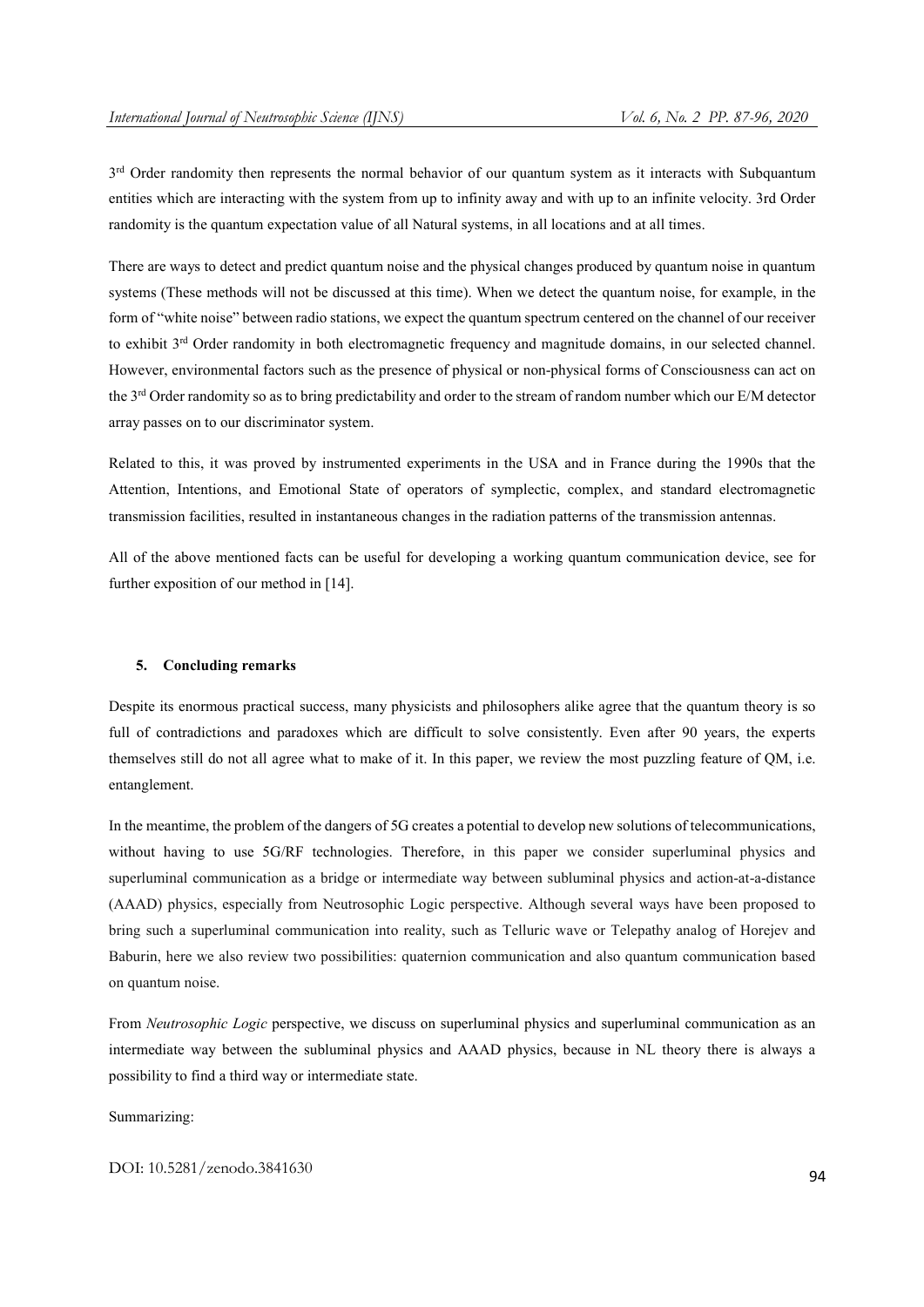3rd Order randomity then represents the normal behavior of our quantum system as it interacts with Subquantum entities which are interacting with the system from up to infinity away and with up to an infinite velocity. 3rd Order randomity is the quantum expectation value of all Natural systems, in all locations and at all times.

There are ways to detect and predict quantum noise and the physical changes produced by quantum noise in quantum systems (These methods will not be discussed at this time). When we detect the quantum noise, for example, in the form of "white noise" between radio stations, we expect the quantum spectrum centered on the channel of our receiver to exhibit 3rd Order randomity in both electromagnetic frequency and magnitude domains, in our selected channel. However, environmental factors such as the presence of physical or non-physical forms of Consciousness can act on the 3rd Order randomity so as to bring predictability and order to the stream of random number which our E/M detector array passes on to our discriminator system.

Related to this, it was proved by instrumented experiments in the USA and in France during the 1990s that the Attention, Intentions, and Emotional State of operators of symplectic, complex, and standard electromagnetic transmission facilities, resulted in instantaneous changes in the radiation patterns of the transmission antennas.

All of the above mentioned facts can be useful for developing a working quantum communication device, see for further exposition of our method in [14].

### 5. Concluding remarks

Despite its enormous practical success, many physicists and philosophers alike agree that the quantum theory is so full of contradictions and paradoxes which are difficult to solve consistently. Even after 90 years, the experts themselves still do not all agree what to make of it. In this paper, we review the most puzzling feature of QM, i.e. entanglement.

In the meantime, the problem of the dangers of 5G creates a potential to develop new solutions of telecommunications, without having to use 5G/RF technologies. Therefore, in this paper we consider superluminal physics and superluminal communication as a bridge or intermediate way between subluminal physics and action-at-a-distance (AAAD) physics, especially from Neutrosophic Logic perspective. Although several ways have been proposed to bring such a superluminal communication into reality, such as Telluric wave or Telepathy analog of Horejev and Baburin, here we also review two possibilities: quaternion communication and also quantum communication based on quantum noise.

From *Neutrosophic Logic* perspective, we discuss on superluminal physics and superluminal communication as an intermediate way between the subluminal physics and AAAD physics, because in NL theory there is always a possibility to find a third way or intermediate state.

Summarizing: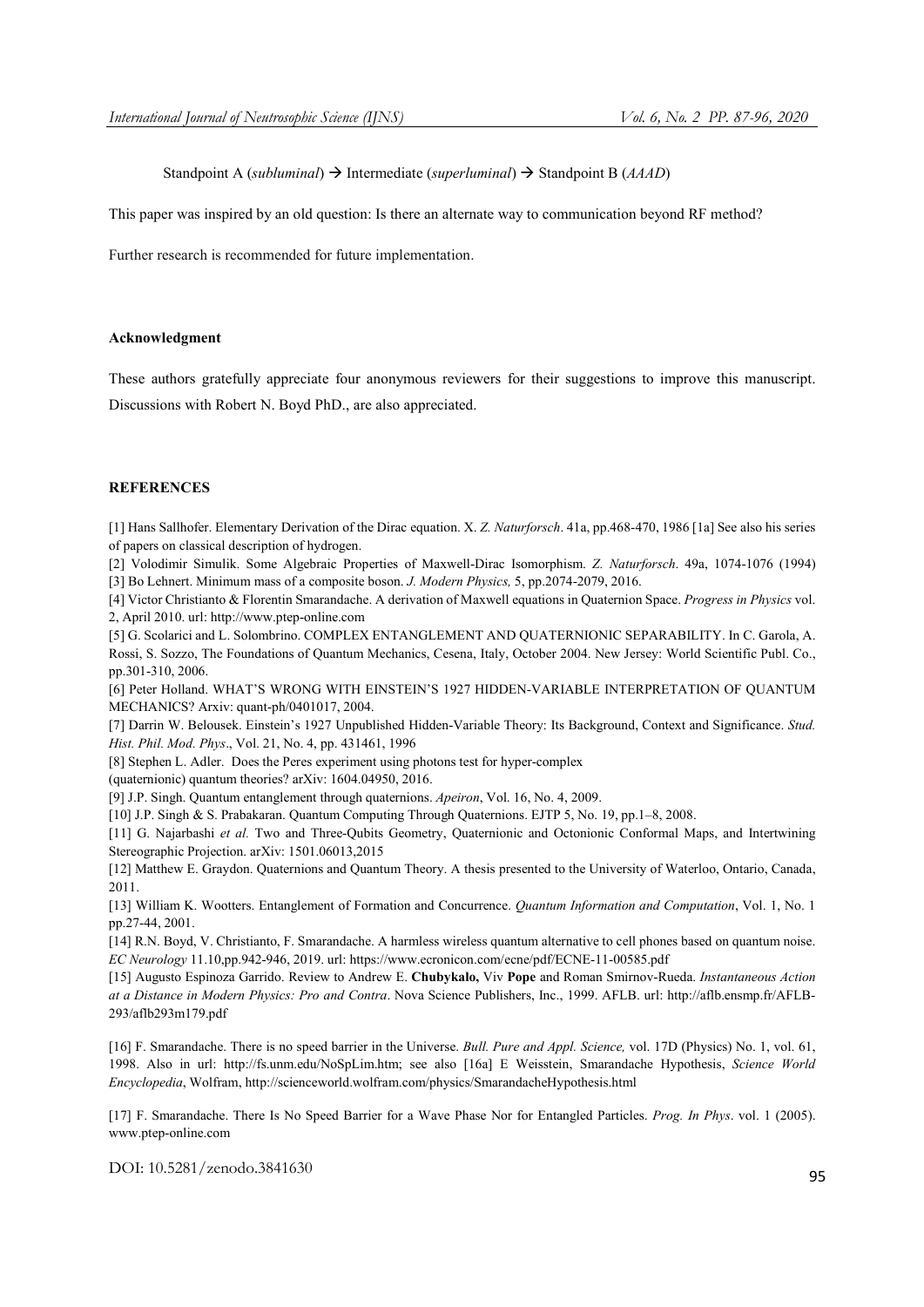Standpoint A (*subluminal*) → Intermediate (*superluminal*) → Standpoint B (*AAAD*)

This paper was inspired by an old question: Is there an alternate way to communication beyond RF method?

Further research is recommended for future implementation.

**Acknowledgment**

These authors gratefully appreciate four anonymous reviewers for their suggestions to improve this manuscript. Discussions with Robert N. Boyd PhD., are also appreciated.

**REFERENCES**

[1] Hans Sallhofer. Elementary Derivation of the Dirac equation. X. *Z. Naturforsch*. 41a, pp.468-470, 1986 [1a] See also his series of papers on classical description of hydrogen.

[2] Volodimir Simulik. Some Algebraic Properties of Maxwell-Dirac Isomorphism. *Z. Naturforsch*. 49a, 1074-1076 (1994)

[3] Bo Lehnert. Minimum mass of a composite boson. *J. Modern Physics,* 5, pp.2074-2079, 2016.

[4] Victor Christianto & Florentin Smarandache. A derivation of Maxwell equations in Quaternion Space. *Progress in Physics* vol. 2, April 2010. url: http://www.ptep-online.com

[5] G. Scolarici and L. Solombrino. COMPLEX ENTANGLEMENT AND QUATERNIONIC SEPARABILITY. In C. Garola, A. Rossi, S. Sozzo, The Foundations of Quantum Mechanics, Cesena, Italy, October 2004. New Jersey: World Scientific Publ. Co., pp.301-310, 2006.

[6] Peter Holland. WHAT'S WRONG WITH EINSTEIN'S 1927 HIDDEN-VARIABLE INTERPRETATION OF QUANTUM MECHANICS? Arxiv: quant-ph/0401017, 2004.

[7] Darrin W. Belousek. Einstein's 1927 Unpublished Hidden-Variable Theory: Its Background, Context and Significance. *Stud. Hist. Phil. Mod. Phys*., Vol. 21, No. 4, pp. 431461, 1996

[8] Stephen L. Adler. Does the Peres experiment using photons test for hyper-complex (quaternionic) quantum theories? arXiv: 1604.04950, 2016.

[9] J.P. Singh. Quantum entanglement through quaternions. *Apeiron*, Vol. 16, No. 4, 2009.

[10] J.P. Singh & S. Prabakaran. Quantum Computing Through Quaternions. EJTP 5, No. 19, pp.1–8, 2008.

[11] G. Najarbashi *et al.* Two and Three-Qubits Geometry, Quaternionic and Octonionic Conformal Maps, and Intertwining Stereographic Projection. arXiv: 1501.06013,2015

[12] Matthew E. Graydon. Quaternions and Quantum Theory. A thesis presented to the University of Waterloo, Ontario, Canada, 2011.

[13] William K. Wootters. Entanglement of Formation and Concurrence. *Quantum Information and Computation*, Vol. 1, No. 1 pp.27-44, 2001.

[14] R.N. Boyd, V. Christianto, F. Smarandache. A harmless wireless quantum alternative to cell phones based on quantum noise. *EC Neurology* 11.10,pp.942-946, 2019. url: https://www.ecronicon.com/ecne/pdf/ECNE-11-00585.pdf

[15] Augusto Espinoza Garrido. Review to Andrew E. **Chubykalo,** Viv **Pope** and Roman Smirnov-Rueda. *Instantaneous Action at a Distance in Modern Physics: Pro and Contra*. Nova Science Publishers, Inc., 1999. AFLB. url: http://aflb.ensmp.fr/AFLB-293/aflb293m179.pdf

[16] F. Smarandache. There is no speed barrier in the Universe. *Bull. Pure and Appl. Science,* vol. 17D (Physics) No. 1, vol. 61, 1998. Also in url: http://fs.unm.edu/NoSpLim.htm; see also [16a] E Weisstein, Smarandache Hypothesis, *Science World Encyclopedia*, Wolfram, http://scienceworld.wolfram.com/physics/SmarandacheHypothesis.html

[17] F. Smarandache. There Is No Speed Barrier for a Wave Phase Nor for Entangled Particles. *Prog. In Phys*. vol. 1 (2005). www.ptep-online.com

DOI: 10.5281/zenodo.3841630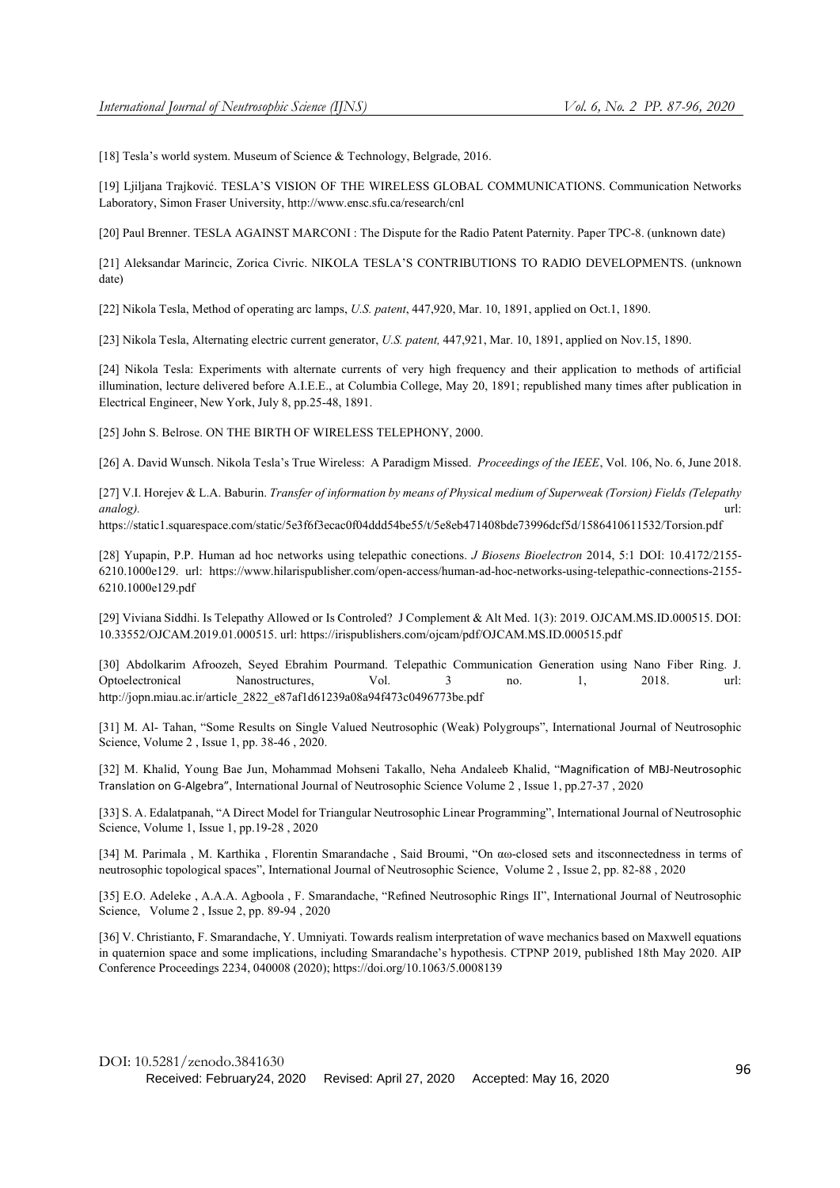[18] Tesla's world system. Museum of Science & Technology, Belgrade, 2016.

[19] Ljiljana Trajković. TESLA'S VISION OF THE WIRELESS GLOBAL COMMUNICATIONS. Communication Networks Laboratory, Simon Fraser University, http://www.ensc.sfu.ca/research/cnl

[20] Paul Brenner. TESLA AGAINST MARCONI : The Dispute for the Radio Patent Paternity. Paper TPC-8. (unknown date)

[21] Aleksandar Marincic, Zorica Civric. NIKOLA TESLA'S CONTRIBUTIONS TO RADIO DEVELOPMENTS. (unknown date)

[22] Nikola Tesla, Method of operating arc lamps, *U.S. patent*, 447,920, Mar. 10, 1891, applied on Oct.1, 1890.

[23] Nikola Tesla, Alternating electric current generator, *U.S. patent,* 447,921, Mar. 10, 1891, applied on Nov.15, 1890.

[24] Nikola Tesla: Experiments with alternate currents of very high frequency and their application to methods of artificial illumination, lecture delivered before A.I.E.E., at Columbia College, May 20, 1891; republished many times after publication in Electrical Engineer, New York, July 8, pp.25-48, 1891.

[25] John S. Belrose. ON THE BIRTH OF WIRELESS TELEPHONY, 2000.

[26] A. David Wunsch. Nikola Tesla's True Wireless: A Paradigm Missed. *Proceedings of the IEEE*, Vol. 106, No. 6, June 2018.

[27] V.I. Horejev & L.A. Baburin. *Transfer of information by means of Physical medium of Superweak (Torsion) Fields (Telepathy analog).* url: https://static1.squarespace.com/static/5e3f6f3ecac0f04ddd54be55/t/5e8eb471408bde73996dcf5d/1586410611532/Torsion.pdf

[28] Yupapin, P.P. Human ad hoc networks using telepathic conections. *J Biosens Bioelectron* 2014, 5:1 DOI: 10.4172/2155-6210.1000e129. url: https://www.hilarispublisher.com/open-access/human-ad-hoc-networks-using-telepathic-connections-2155-6210.1000e129.pdf

[29] Viviana Siddhi. Is Telepathy Allowed or Is Controled? J Complement & Alt Med. 1(3): 2019. OJCAM.MS.ID.000515. DOI: 10.33552/OJCAM.2019.01.000515. url: https://irispublishers.com/ojcam/pdf/OJCAM.MS.ID.000515.pdf

[30] Abdolkarim Afroozeh, Seyed Ebrahim Pourmand. Telepathic Communication Generation using Nano Fiber Ring. J. Optoelectronical Nanostructures, Vol. 3 no. 1, 2018. url: http://jopn.miau.ac.ir/article_2822_e87af1d61239a08a94f473c0496773be.pdf

[31] M. Al- Tahan, "Some Results on Single Valued Neutrosophic (Weak) Polygroups", International Journal of Neutrosophic Science, Volume 2 , Issue 1, pp. 38-46 , 2020.

[32] M. Khalid, Young Bae Jun, Mohammad Mohseni Takallo, Neha Andaleeb Khalid, "Magnification of MBJ-Neutrosophic Translation on G-Algebra", International Journal of Neutrosophic Science Volume 2 , Issue 1, pp.27-37 , 2020

[33] S. A. Edalatpanah, "A Direct Model for Triangular Neutrosophic Linear Programming", International Journal of Neutrosophic Science, Volume 1, Issue 1, pp.19-28 , 2020

[34] M. Parimala , M. Karthika , Florentin Smarandache , Said Broumi, "On αω-closed sets and itsconnectedness in terms of neutrosophic topological spaces", International Journal of Neutrosophic Science, Volume 2 , Issue 2, pp. 82-88 , 2020

[35] E.O. Adeleke , A.A.A. Agboola , F. Smarandache, "Refined Neutrosophic Rings II", International Journal of Neutrosophic Science, Volume 2 , Issue 2, pp. 89-94 , 2020

[36] V. Christianto, F. Smarandache, Y. Umniyati. Towards realism interpretation of wave mechanics based on Maxwell equations in quaternion space and some implications, including Smarandache's hypothesis. CTPNP 2019, published 18th May 2020. AIP Conference Proceedings 2234, 040008 (2020); https://doi.org/10.1063/5.0008139